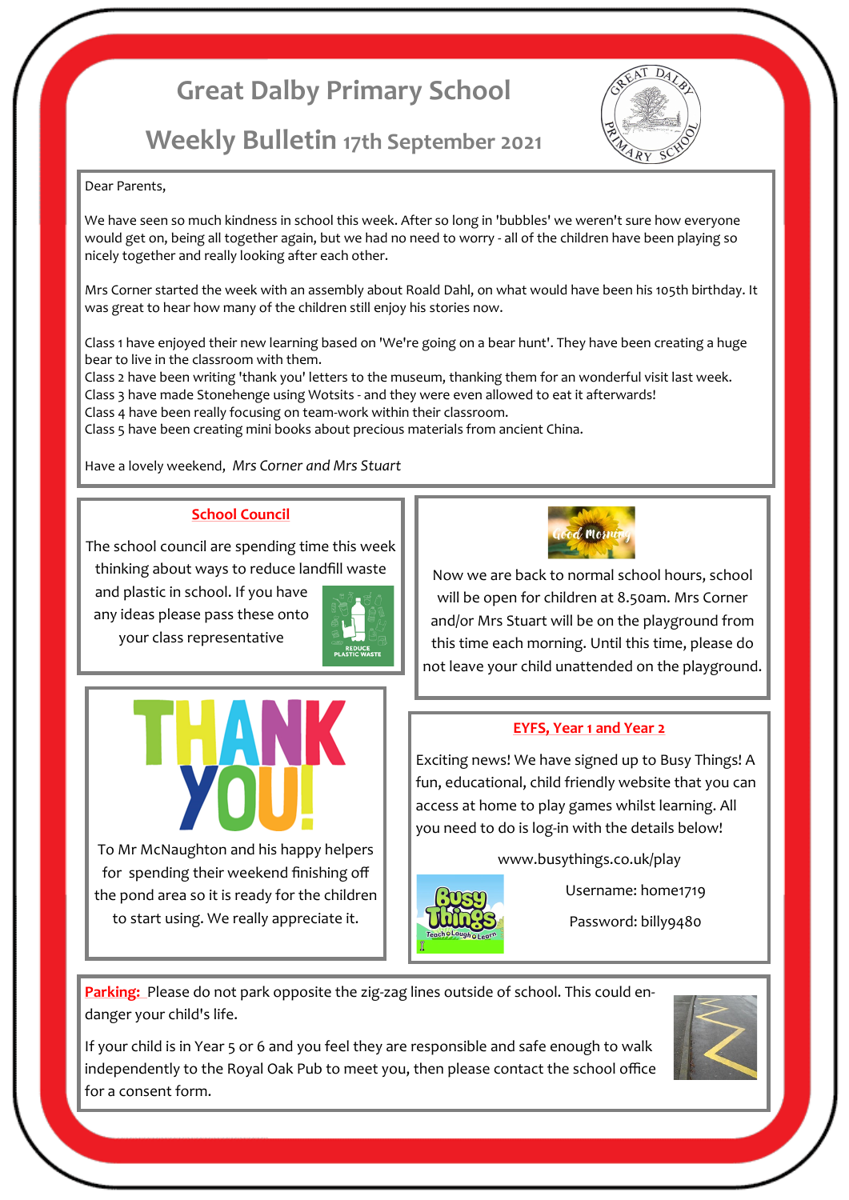# Great Dalby Primary School

## Weekly Bulletin 17th September 2021

Dear Parents,

We have seen so much kindness in school this week. After so long in 'bubbles' we weren't sure how everyone would get on, being all together again, but we had no need to worry - all of the children have been playing so nicely together and really looking after each other.

Mrs Corner started the week with an assembly about Roald Dahl, on what would have been his 105th birthday. It was great to hear how many of the children still enjoy his stories now.

Class 1 have enjoyed their new learning based on 'We're going on a bear hunt'. They have been creating a huge bear to live in the classroom with them.
Class 2 have been writing 'thank you' letters to the museum, thanking them for an wonderful visit last week.
Class 3 have made Stonehenge using Wotsits - and they were even allowed to eat it afterwards!
Class 4 have been really focusing on team-work within their classroom.
Class 5 have been creating mini books about precious materials from ancient China.

Have a lovely weekend, *Mrs Corner and Mrs Stuart*

### School Council

The school council are spending time this week thinking about ways to reduce landfill waste and plastic in school. If you have any ideas please pass these onto your class representative

Now we are back to normal school hours, school will be open for children at 8.50am. Mrs Corner and/or Mrs Stuart will be on the playground from this time each morning. Until this time, please do not leave your child unattended on the playground.

### THANK YOU!

To Mr McNaughton and his happy helpers for spending their weekend finishing off the pond area so it is ready for the children to start using. We really appreciate it.

### EYFS, Year 1 and Year 2

Exciting news! We have signed up to Busy Things! A fun, educational, child friendly website that you can access at home to play games whilst learning. All you need to do is log-in with the details below!

www.busythings.co.uk/play

Username: home1719

Password: billy9480

**Parking:** Please do not park opposite the zig-zag lines outside of school. This could endanger your child's life.

If your child is in Year 5 or 6 and you feel they are responsible and safe enough to walk independently to the Royal Oak Pub to meet you, then please contact the school office for a consent form.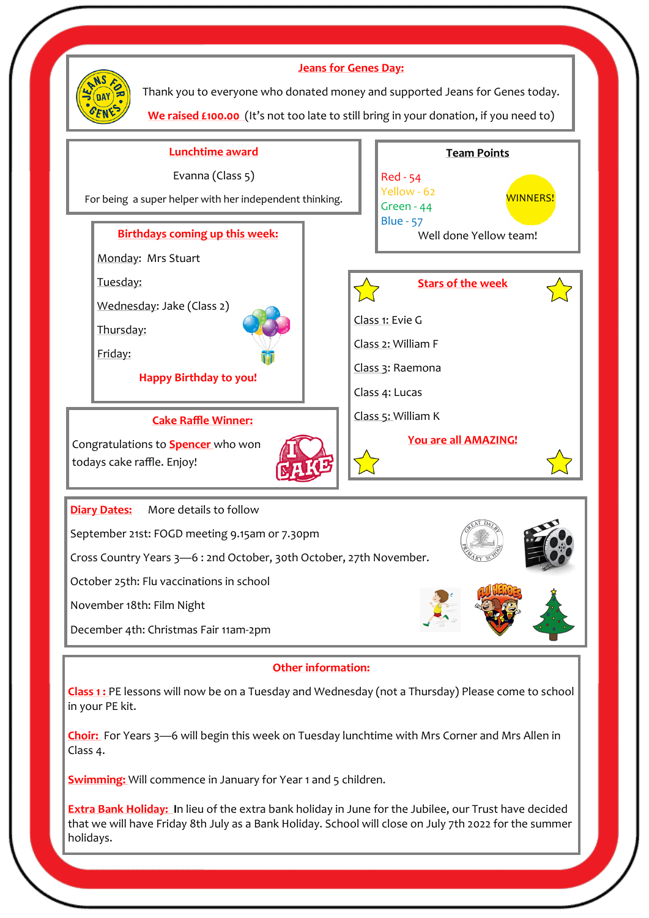## Jeans for Genes Day:

Thank you to everyone who donated money and supported Jeans for Genes today.

**We raised £100.00** (It's not too late to still bring in your donation, if you need to)

## Lunchtime award

Evanna (Class 5)

For being a super helper with her independent thinking.

## Team Points

Red - 54

Yellow - 62

Green - 44

Blue - 57

WINNERS!

Well done Yellow team!

## Birthdays coming up this week:

Monday: Mrs Stuart

Tuesday:

Wednesday: Jake (Class 2)

Thursday:

Friday:

**Happy Birthday to you!**

## Stars of the week

Class 1: Evie G

Class 2: William F

Class 3: Raemona

Class 4: Lucas

Class 5: William K

**You are all AMAZING!**

## Cake Raffle Winner:

Congratulations to **Spencer** who won todays cake raffle. Enjoy!

## Diary Dates:

More details to follow

September 21st: FOGD meeting 9.15am or 7.30pm

Cross Country Years 3—6 : 2nd October, 30th October, 27th November.

October 25th: Flu vaccinations in school

November 18th: Film Night

December 4th: Christmas Fair 11am-2pm

## Other information:

**Class 1 :** PE lessons will now be on a Tuesday and Wednesday (not a Thursday) Please come to school in your PE kit.

**Choir:** For Years 3—6 will begin this week on Tuesday lunchtime with Mrs Corner and Mrs Allen in Class 4.

**Swimming:** Will commence in January for Year 1 and 5 children.

**Extra Bank Holiday:** In lieu of the extra bank holiday in June for the Jubilee, our Trust have decided that we will have Friday 8th July as a Bank Holiday. School will close on July 7th 2022 for the summer holidays.